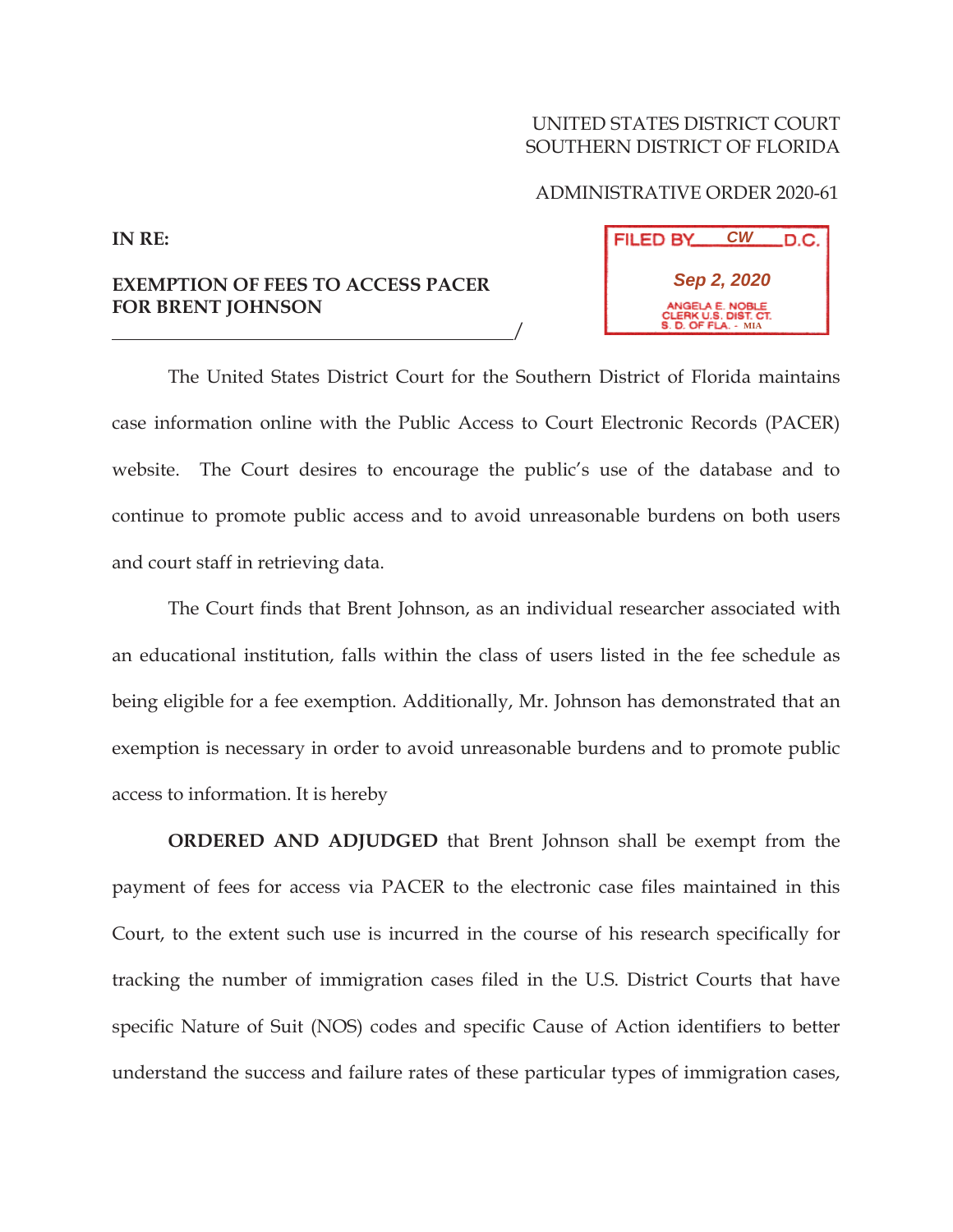UNITED STATES DISTRICT COURT
SOUTHERN DISTRICT OF FLORIDA

ADMINISTRATIVE ORDER 2020-61

**IN RE:**

**EXEMPTION OF FEES TO ACCESS PACER FOR BRENT JOHNSON**
\_\_\_\_\_\_\_\_\_\_\_\_\_\_\_\_\_\_\_\_\_\_\_\_\_\_\_\_\_\_\_\_\_\_\_\_\_\_\_\_\_/

FILED BY CW D.C.
Sep 2, 2020
ANGELA E. NOBLE
CLERK U.S. DIST. CT.
S. D. OF FLA. - MIA

The United States District Court for the Southern District of Florida maintains case information online with the Public Access to Court Electronic Records (PACER) website. The Court desires to encourage the public's use of the database and to continue to promote public access and to avoid unreasonable burdens on both users and court staff in retrieving data.

The Court finds that Brent Johnson, as an individual researcher associated with an educational institution, falls within the class of users listed in the fee schedule as being eligible for a fee exemption. Additionally, Mr. Johnson has demonstrated that an exemption is necessary in order to avoid unreasonable burdens and to promote public access to information. It is hereby

**ORDERED AND ADJUDGED** that Brent Johnson shall be exempt from the payment of fees for access via PACER to the electronic case files maintained in this Court, to the extent such use is incurred in the course of his research specifically for tracking the number of immigration cases filed in the U.S. District Courts that have specific Nature of Suit (NOS) codes and specific Cause of Action identifiers to better understand the success and failure rates of these particular types of immigration cases,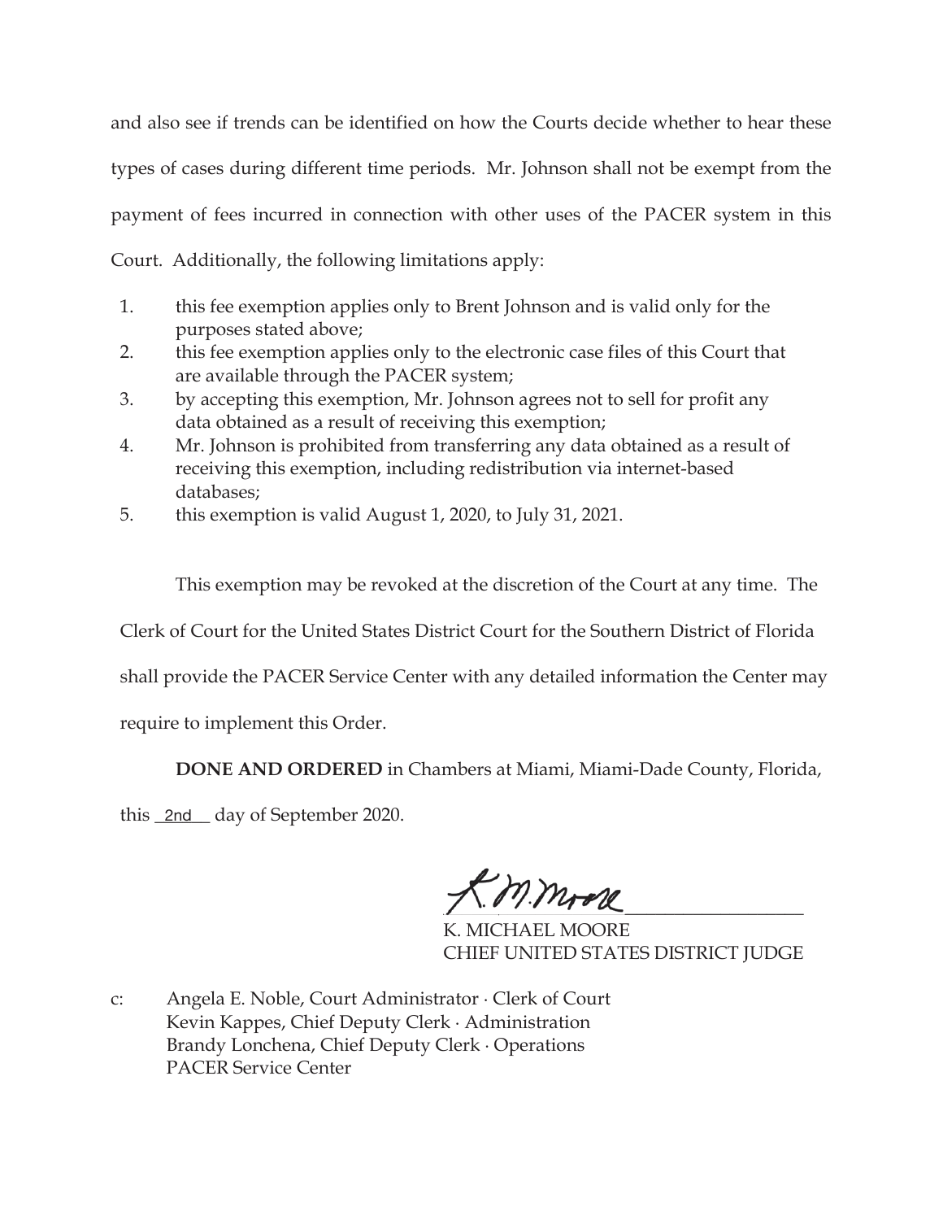and also see if trends can be identified on how the Courts decide whether to hear these types of cases during different time periods. Mr. Johnson shall not be exempt from the payment of fees incurred in connection with other uses of the PACER system in this Court. Additionally, the following limitations apply:

1. this fee exemption applies only to Brent Johnson and is valid only for the purposes stated above;
2. this fee exemption applies only to the electronic case files of this Court that are available through the PACER system;
3. by accepting this exemption, Mr. Johnson agrees not to sell for profit any data obtained as a result of receiving this exemption;
4. Mr. Johnson is prohibited from transferring any data obtained as a result of receiving this exemption, including redistribution via internet-based databases;
5. this exemption is valid August 1, 2020, to July 31, 2021.

This exemption may be revoked at the discretion of the Court at any time. The Clerk of Court for the United States District Court for the Southern District of Florida shall provide the PACER Service Center with any detailed information the Center may require to implement this Order.

**DONE AND ORDERED** in Chambers at Miami, Miami-Dade County, Florida, this 2nd day of September 2020.

K. MICHAEL MOORE
CHIEF UNITED STATES DISTRICT JUDGE

c: Angela E. Noble, Court Administrator · Clerk of Court
Kevin Kappes, Chief Deputy Clerk · Administration
Brandy Lonchena, Chief Deputy Clerk · Operations
PACER Service Center